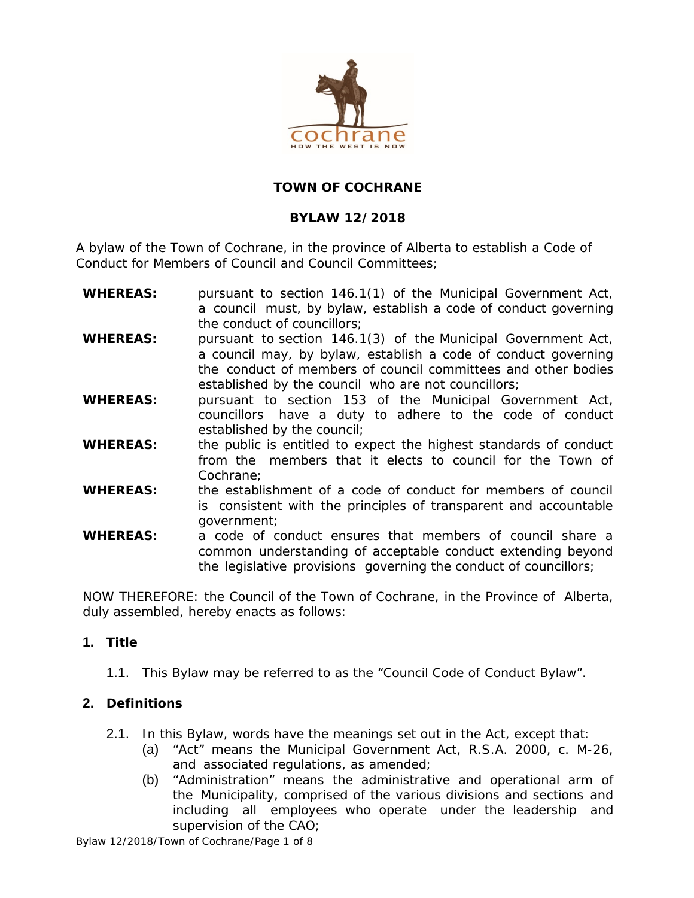# TOWN OF COCHRANE

## BYLAW 12/2018

A bylaw of the Town of Cochrane, in the province of Alberta to establish a Code of Conduct for Members of Council and Council Committees;

**WHEREAS:** pursuant to section 146.1(1) of the Municipal Government Act, a council must, by bylaw, establish a code of conduct governing the conduct of councillors;

**WHEREAS:** pursuant to section 146.1(3) of the Municipal Government Act, a council may, by bylaw, establish a code of conduct governing the conduct of members of council committees and other bodies established by the council who are not councillors;

**WHEREAS:** pursuant to section 153 of the Municipal Government Act, councillors have a duty to adhere to the code of conduct established by the council;

**WHEREAS:** the public is entitled to expect the highest standards of conduct from the members that it elects to council for the Town of Cochrane;

**WHEREAS:** the establishment of a code of conduct for members of council is consistent with the principles of transparent and accountable government;

**WHEREAS:** a code of conduct ensures that members of council share a common understanding of acceptable conduct extending beyond the legislative provisions governing the conduct of councillors;

NOW THEREFORE: the Council of the Town of Cochrane, in the Province of Alberta, duly assembled, hereby enacts as follows:

### 1. Title

1.1. This Bylaw may be referred to as the "Council Code of Conduct Bylaw".

### 2. Definitions

2.1. In this Bylaw, words have the meanings set out in the Act, except that:

(a) "Act" means the Municipal Government Act, R.S.A. 2000, c. M-26, and associated regulations, as amended;

(b) "Administration" means the administrative and operational arm of the Municipality, comprised of the various divisions and sections and including all employees who operate under the leadership and supervision of the CAO;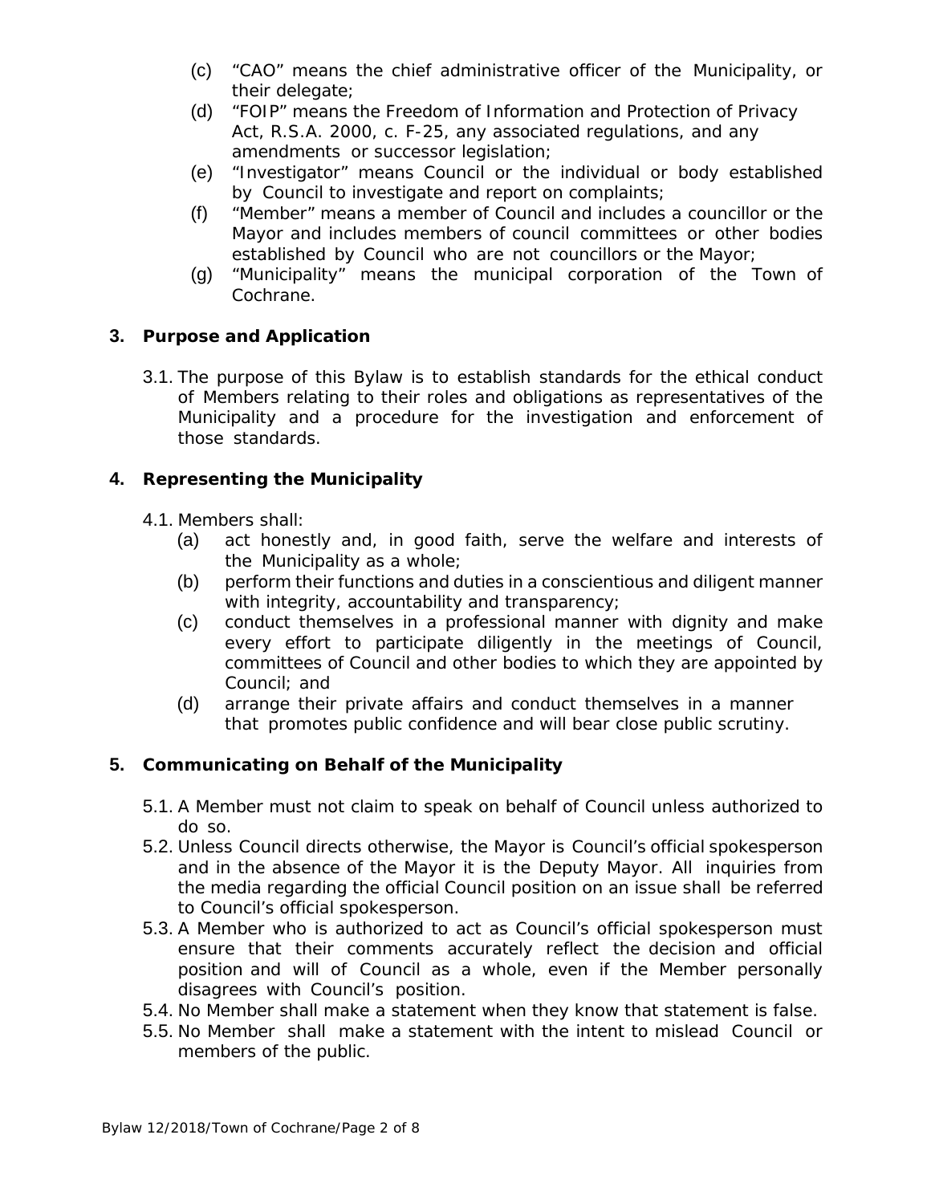(c) "CAO" means the chief administrative officer of the Municipality, or their delegate;

(d) "FOIP" means the Freedom of Information and Protection of Privacy Act, R.S.A. 2000, c. F-25, any associated regulations, and any amendments or successor legislation;

(e) "Investigator" means Council or the individual or body established by Council to investigate and report on complaints;

(f) "Member" means a member of Council and includes a councillor or the Mayor and includes members of council committees or other bodies established by Council who are not councillors or the Mayor;

(g) "Municipality" means the municipal corporation of the Town of Cochrane.

## 3. Purpose and Application

3.1. The purpose of this Bylaw is to establish standards for the ethical conduct of Members relating to their roles and obligations as representatives of the Municipality and a procedure for the investigation and enforcement of those standards.

## 4. Representing the Municipality

4.1. Members shall:

(a) act honestly and, in good faith, serve the welfare and interests of the Municipality as a whole;

(b) perform their functions and duties in a conscientious and diligent manner with integrity, accountability and transparency;

(c) conduct themselves in a professional manner with dignity and make every effort to participate diligently in the meetings of Council, committees of Council and other bodies to which they are appointed by Council; and

(d) arrange their private affairs and conduct themselves in a manner that promotes public confidence and will bear close public scrutiny.

## 5. Communicating on Behalf of the Municipality

5.1. A Member must not claim to speak on behalf of Council unless authorized to do so.

5.2. Unless Council directs otherwise, the Mayor is Council's official spokesperson and in the absence of the Mayor it is the Deputy Mayor. All inquiries from the media regarding the official Council position on an issue shall be referred to Council's official spokesperson.

5.3. A Member who is authorized to act as Council's official spokesperson must ensure that their comments accurately reflect the decision and official position and will of Council as a whole, even if the Member personally disagrees with Council's position.

5.4. No Member shall make a statement when they know that statement is false.

5.5. No Member shall make a statement with the intent to mislead Council or members of the public.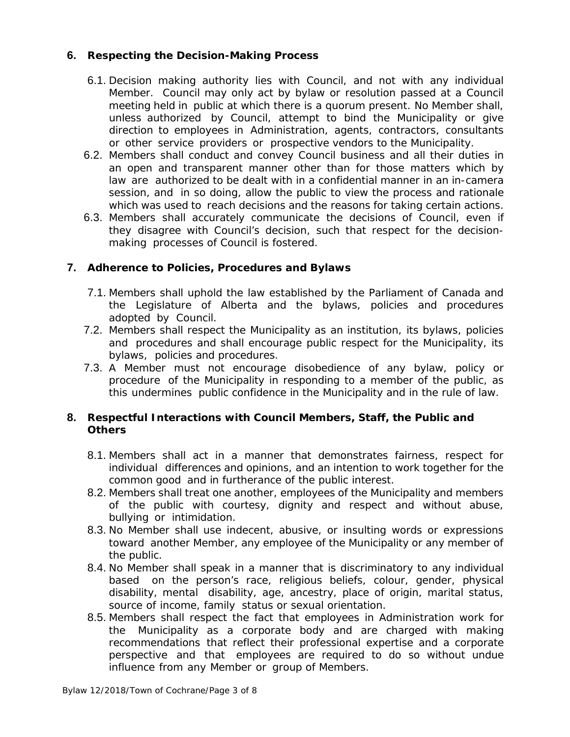## 6. Respecting the Decision-Making Process

6.1. Decision making authority lies with Council, and not with any individual Member. Council may only act by bylaw or resolution passed at a Council meeting held in public at which there is a quorum present. No Member shall, unless authorized by Council, attempt to bind the Municipality or give direction to employees in Administration, agents, contractors, consultants or other service providers or prospective vendors to the Municipality.

6.2. Members shall conduct and convey Council business and all their duties in an open and transparent manner other than for those matters which by law are authorized to be dealt with in a confidential manner in an in-camera session, and in so doing, allow the public to view the process and rationale which was used to reach decisions and the reasons for taking certain actions.

6.3. Members shall accurately communicate the decisions of Council, even if they disagree with Council's decision, such that respect for the decision-making processes of Council is fostered.

## 7. Adherence to Policies, Procedures and Bylaws

7.1. Members shall uphold the law established by the Parliament of Canada and the Legislature of Alberta and the bylaws, policies and procedures adopted by Council.

7.2. Members shall respect the Municipality as an institution, its bylaws, policies and procedures and shall encourage public respect for the Municipality, its bylaws, policies and procedures.

7.3. A Member must not encourage disobedience of any bylaw, policy or procedure of the Municipality in responding to a member of the public, as this undermines public confidence in the Municipality and in the rule of law.

## 8. Respectful Interactions with Council Members, Staff, the Public and Others

8.1. Members shall act in a manner that demonstrates fairness, respect for individual differences and opinions, and an intention to work together for the common good and in furtherance of the public interest.

8.2. Members shall treat one another, employees of the Municipality and members of the public with courtesy, dignity and respect and without abuse, bullying or intimidation.

8.3. No Member shall use indecent, abusive, or insulting words or expressions toward another Member, any employee of the Municipality or any member of the public.

8.4. No Member shall speak in a manner that is discriminatory to any individual based on the person's race, religious beliefs, colour, gender, physical disability, mental disability, age, ancestry, place of origin, marital status, source of income, family status or sexual orientation.

8.5. Members shall respect the fact that employees in Administration work for the Municipality as a corporate body and are charged with making recommendations that reflect their professional expertise and a corporate perspective and that employees are required to do so without undue influence from any Member or group of Members.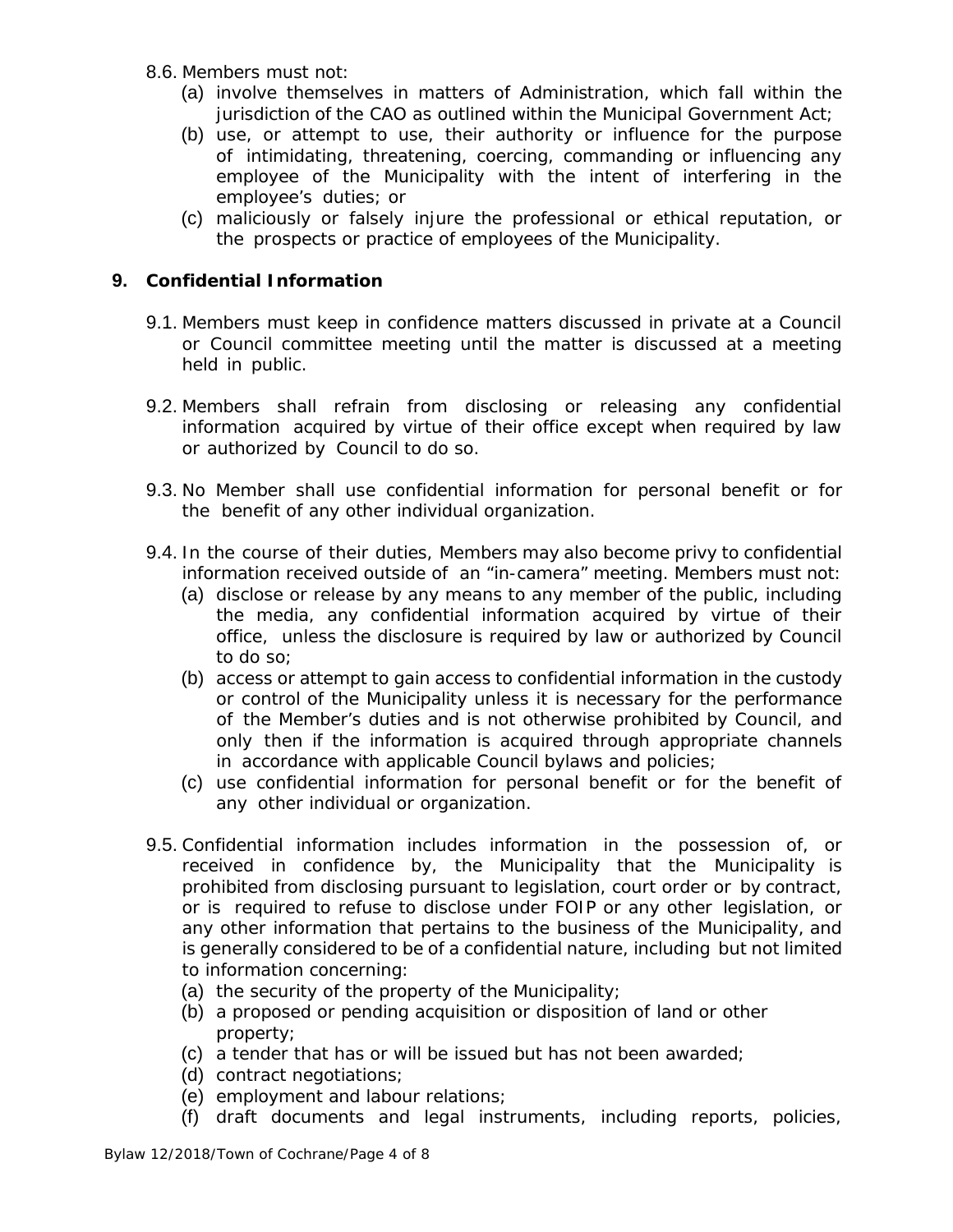8.6. Members must not:

(a) involve themselves in matters of Administration, which fall within the jurisdiction of the CAO as outlined within the Municipal Government Act;

(b) use, or attempt to use, their authority or influence for the purpose of intimidating, threatening, coercing, commanding or influencing any employee of the Municipality with the intent of interfering in the employee's duties; or

(c) maliciously or falsely injure the professional or ethical reputation, or the prospects or practice of employees of the Municipality.

## 9. Confidential Information

9.1. Members must keep in confidence matters discussed in private at a Council or Council committee meeting until the matter is discussed at a meeting held in public.

9.2. Members shall refrain from disclosing or releasing any confidential information acquired by virtue of their office except when required by law or authorized by Council to do so.

9.3. No Member shall use confidential information for personal benefit or for the benefit of any other individual organization.

9.4. In the course of their duties, Members may also become privy to confidential information received outside of an "in-camera" meeting. Members must not:

(a) disclose or release by any means to any member of the public, including the media, any confidential information acquired by virtue of their office, unless the disclosure is required by law or authorized by Council to do so;

(b) access or attempt to gain access to confidential information in the custody or control of the Municipality unless it is necessary for the performance of the Member's duties and is not otherwise prohibited by Council, and only then if the information is acquired through appropriate channels in accordance with applicable Council bylaws and policies;

(c) use confidential information for personal benefit or for the benefit of any other individual or organization.

9.5. Confidential information includes information in the possession of, or received in confidence by, the Municipality that the Municipality is prohibited from disclosing pursuant to legislation, court order or by contract, or is required to refuse to disclose under FOIP or any other legislation, or any other information that pertains to the business of the Municipality, and is generally considered to be of a confidential nature, including but not limited to information concerning:

(a) the security of the property of the Municipality;

(b) a proposed or pending acquisition or disposition of land or other property;

(c) a tender that has or will be issued but has not been awarded;

(d) contract negotiations;

(e) employment and labour relations;

(f) draft documents and legal instruments, including reports, policies,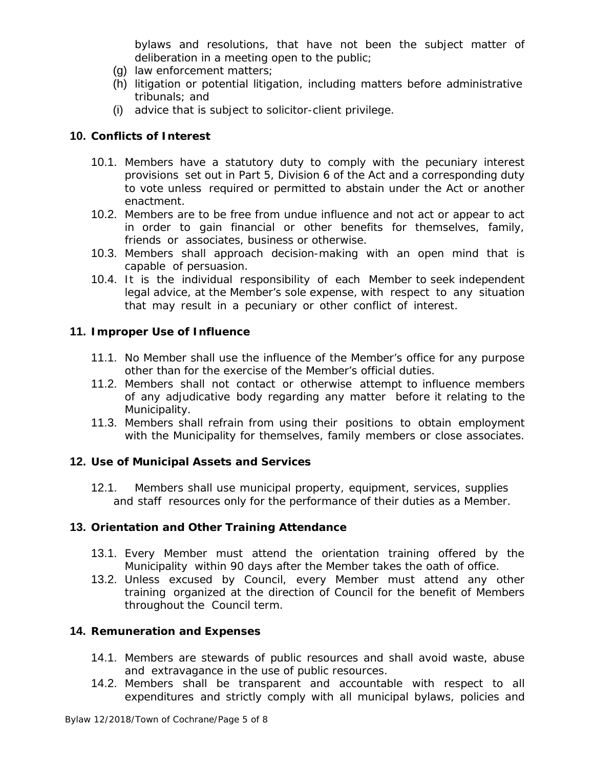bylaws and resolutions, that have not been the subject matter of deliberation in a meeting open to the public;

(g) law enforcement matters;

(h) litigation or potential litigation, including matters before administrative tribunals; and

(i) advice that is subject to solicitor-client privilege.

## 10. Conflicts of Interest

10.1. Members have a statutory duty to comply with the pecuniary interest provisions set out in Part 5, Division 6 of the Act and a corresponding duty to vote unless required or permitted to abstain under the Act or another enactment.

10.2. Members are to be free from undue influence and not act or appear to act in order to gain financial or other benefits for themselves, family, friends or associates, business or otherwise.

10.3. Members shall approach decision-making with an open mind that is capable of persuasion.

10.4. It is the individual responsibility of each Member to seek independent legal advice, at the Member's sole expense, with respect to any situation that may result in a pecuniary or other conflict of interest.

## 11. Improper Use of Influence

11.1. No Member shall use the influence of the Member's office for any purpose other than for the exercise of the Member's official duties.

11.2. Members shall not contact or otherwise attempt to influence members of any adjudicative body regarding any matter before it relating to the Municipality.

11.3. Members shall refrain from using their positions to obtain employment with the Municipality for themselves, family members or close associates.

## 12. Use of Municipal Assets and Services

12.1. Members shall use municipal property, equipment, services, supplies and staff resources only for the performance of their duties as a Member.

## 13. Orientation and Other Training Attendance

13.1. Every Member must attend the orientation training offered by the Municipality within 90 days after the Member takes the oath of office.

13.2. Unless excused by Council, every Member must attend any other training organized at the direction of Council for the benefit of Members throughout the Council term.

## 14. Remuneration and Expenses

14.1. Members are stewards of public resources and shall avoid waste, abuse and extravagance in the use of public resources.

14.2. Members shall be transparent and accountable with respect to all expenditures and strictly comply with all municipal bylaws, policies and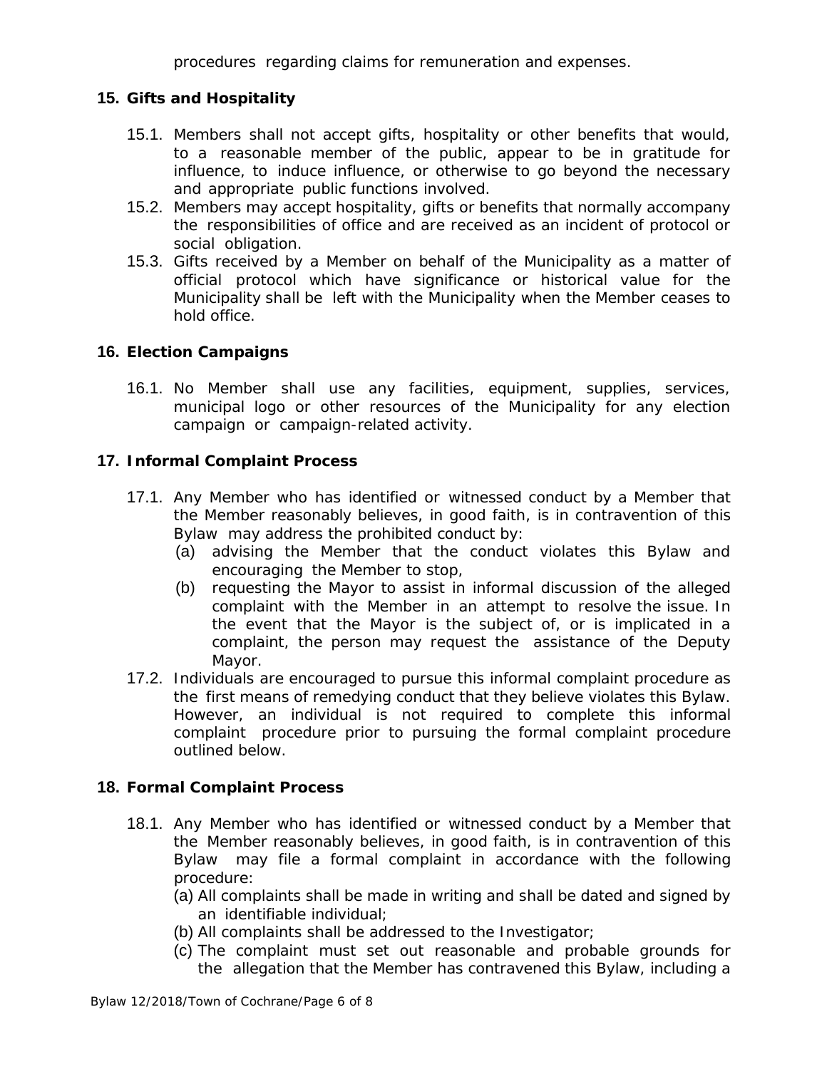procedures regarding claims for remuneration and expenses.

## 15. Gifts and Hospitality

15.1. Members shall not accept gifts, hospitality or other benefits that would, to a reasonable member of the public, appear to be in gratitude for influence, to induce influence, or otherwise to go beyond the necessary and appropriate public functions involved.

15.2. Members may accept hospitality, gifts or benefits that normally accompany the responsibilities of office and are received as an incident of protocol or social obligation.

15.3. Gifts received by a Member on behalf of the Municipality as a matter of official protocol which have significance or historical value for the Municipality shall be left with the Municipality when the Member ceases to hold office.

## 16. Election Campaigns

16.1. No Member shall use any facilities, equipment, supplies, services, municipal logo or other resources of the Municipality for any election campaign or campaign-related activity.

## 17. Informal Complaint Process

17.1. Any Member who has identified or witnessed conduct by a Member that the Member reasonably believes, in good faith, is in contravention of this Bylaw may address the prohibited conduct by:

(a) advising the Member that the conduct violates this Bylaw and encouraging the Member to stop,

(b) requesting the Mayor to assist in informal discussion of the alleged complaint with the Member in an attempt to resolve the issue. In the event that the Mayor is the subject of, or is implicated in a complaint, the person may request the assistance of the Deputy Mayor.

17.2. Individuals are encouraged to pursue this informal complaint procedure as the first means of remedying conduct that they believe violates this Bylaw. However, an individual is not required to complete this informal complaint procedure prior to pursuing the formal complaint procedure outlined below.

## 18. Formal Complaint Process

18.1. Any Member who has identified or witnessed conduct by a Member that the Member reasonably believes, in good faith, is in contravention of this Bylaw may file a formal complaint in accordance with the following procedure:

(a) All complaints shall be made in writing and shall be dated and signed by an identifiable individual;

(b) All complaints shall be addressed to the Investigator;

(c) The complaint must set out reasonable and probable grounds for the allegation that the Member has contravened this Bylaw, including a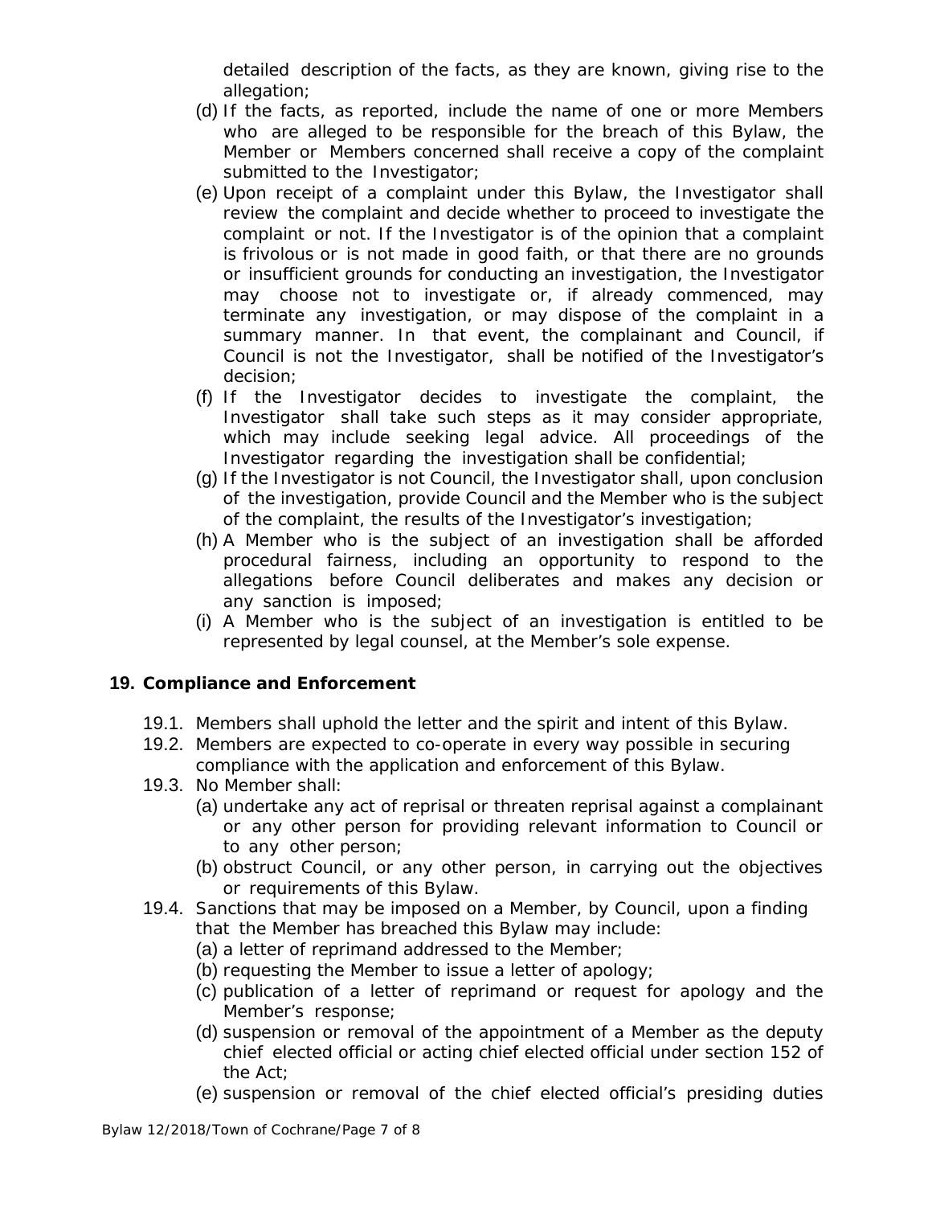detailed description of the facts, as they are known, giving rise to the allegation;

(d) If the facts, as reported, include the name of one or more Members who are alleged to be responsible for the breach of this Bylaw, the Member or Members concerned shall receive a copy of the complaint submitted to the Investigator;

(e) Upon receipt of a complaint under this Bylaw, the Investigator shall review the complaint and decide whether to proceed to investigate the complaint or not. If the Investigator is of the opinion that a complaint is frivolous or is not made in good faith, or that there are no grounds or insufficient grounds for conducting an investigation, the Investigator may choose not to investigate or, if already commenced, may terminate any investigation, or may dispose of the complaint in a summary manner. In that event, the complainant and Council, if Council is not the Investigator, shall be notified of the Investigator's decision;

(f) If the Investigator decides to investigate the complaint, the Investigator shall take such steps as it may consider appropriate, which may include seeking legal advice. All proceedings of the Investigator regarding the investigation shall be confidential;

(g) If the Investigator is not Council, the Investigator shall, upon conclusion of the investigation, provide Council and the Member who is the subject of the complaint, the results of the Investigator's investigation;

(h) A Member who is the subject of an investigation shall be afforded procedural fairness, including an opportunity to respond to the allegations before Council deliberates and makes any decision or any sanction is imposed;

(i) A Member who is the subject of an investigation is entitled to be represented by legal counsel, at the Member's sole expense.

## 19. Compliance and Enforcement

19.1. Members shall uphold the letter and the spirit and intent of this Bylaw.

19.2. Members are expected to co-operate in every way possible in securing compliance with the application and enforcement of this Bylaw.

19.3. No Member shall:

(a) undertake any act of reprisal or threaten reprisal against a complainant or any other person for providing relevant information to Council or to any other person;

(b) obstruct Council, or any other person, in carrying out the objectives or requirements of this Bylaw.

19.4. Sanctions that may be imposed on a Member, by Council, upon a finding that the Member has breached this Bylaw may include:

(a) a letter of reprimand addressed to the Member;

(b) requesting the Member to issue a letter of apology;

(c) publication of a letter of reprimand or request for apology and the Member's response;

(d) suspension or removal of the appointment of a Member as the deputy chief elected official or acting chief elected official under section 152 of the Act;

(e) suspension or removal of the chief elected official's presiding duties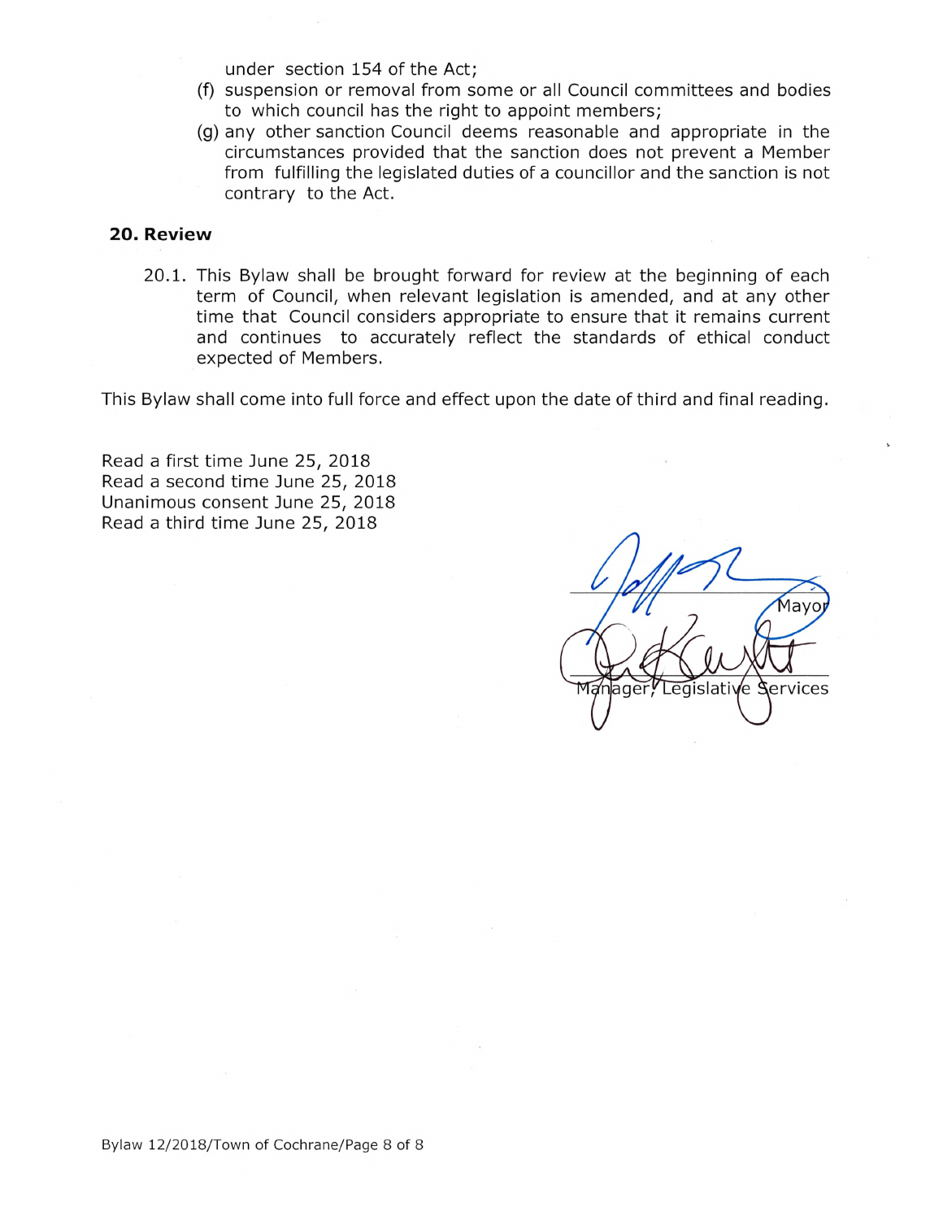under section 154 of the Act;

(f) suspension or removal from some or all Council committees and bodies to which council has the right to appoint members;

(g) any other sanction Council deems reasonable and appropriate in the circumstances provided that the sanction does not prevent a Member from fulfilling the legislated duties of a councillor and the sanction is not contrary to the Act.

## 20. Review

20.1. This Bylaw shall be brought forward for review at the beginning of each term of Council, when relevant legislation is amended, and at any other time that Council considers appropriate to ensure that it remains current and continues to accurately reflect the standards of ethical conduct expected of Members.

This Bylaw shall come into full force and effect upon the date of third and final reading.

Read a first time June 25, 2018
Read a second time June 25, 2018
Unanimous consent June 25, 2018
Read a third time June 25, 2018

Mayor

Manager, Legislative Services